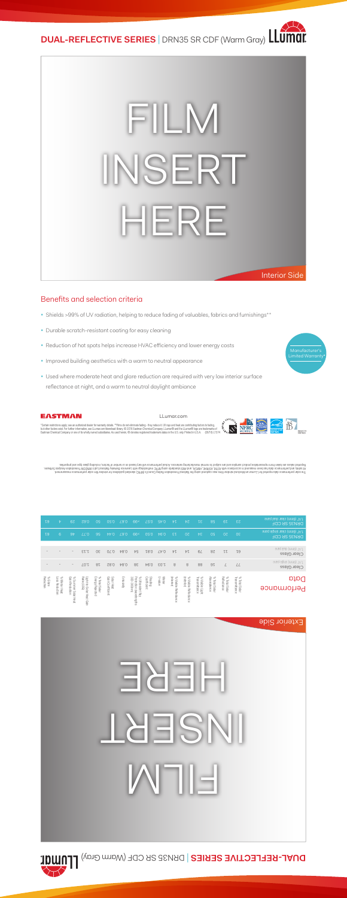# DUAL-REFLECTIVE SERIES | DRN35 SR CDF (Warm Gray)

FILM INSERT HERE

Interior Side

## Benefits and selection criteria

- Shields >99% of UV radiation, helping to reduce fading of valuables, fabrics and furnishings**
- Durable scratch-resistant coating for easy cleaning
- Reduction of hot spots helps increase HVAC efficiency and lower energy costs
- Improved building aesthetics with a warm to neutral appearance
- Used where moderate heat and glare reduction are required with very low interior surface reflectance at night, and a warm to neutral daylight ambiance

Manufacturer's Limited Warranty*

EASTMAN

LLumar.com

*Certain restrictions apply; see an authorized dealer for warranty details. **Films do not eliminate fading - they reduce it. UV rays and heat are contributing factors to fading, but other factors exist. For further information, see LLumar.com/download-library. © 2018 Eastman Chemical Company. LLumar® and the LLumar® logo are trademarks of Eastman Chemical Company or one of its wholly owned subsidiaries. As used herein, ® denotes registered trademark status in the U.S. only. Printed in U.S.A.

The solar performance data reported for LLumar architectural window films was calculated using the National Fenestration Rating Council's (NFRC) standard guidelines for window film solar performance measurement. All safety and performance data have been measured in accordance with ASTM, ANSI, and NFRC standards using NFRC and Lawrence Berkeley National Lab's WINDOW Fenestration Analysis Software. Reported values are taken from representative product samples and are subject to normal manufacturing variances. Actual performance will vary based on a number of factors, including glass type and properties.

| Data Performance | % Total Solar Transmittance | % Total Solar Reflectance | % Total Solar Absorptance | % Visible Light Transmittance | % Visible Reflectance (Exterior) | % Visible Reflectance (Interior) | Winter U-value | Shading Coefficient | % Ultraviolet Light Rejected (300-380nm) | Emissivity | Solar Heat Gain Coefficient | % Total Solar Energy Rejected | Light to Solar Heat Gain Ratio (LSG) | % Summer Solar Heat Gain Reduction | % Winter Heat Loss Reduction | % Glare Reduction |
|---|---|---|---|---|---|---|---|---|---|---|---|---|---|---|---|---|
| 1/4" (6mm) clear glass | 77 | 7 | 16 | 88 | 8 | 8 | 1.03 | 0.94 | 38 | 0.84 | 0.82 | 18 | 1.07 | - | - | - |
| 1/4" (6mm) clear dual pane | 61 | 11 | 28 | 79 | 14 | 14 | 0.47 | 0.81 | 54 | 0.84 | 0.70 | 30 | 1.13 | - | - | - |
| DRN35 SR CDF 1/4" (6mm) clear single pane | 30 | 20 | 50 | 34 | 20 | 13 | 0.94 | 0.50 | >99 | 0.67 | 0.44 | 56 | 0.77 | 46 | 9 | 61 |
| DRN35 SR CDF 1/4" (6mm) clear dual pane | 23 | 15 | 62 | 31 | 24 | 14 | 0.45 | 0.57 | >99 | 0.67 | 0.50 | 50 | 0.62 | 28 | 4 | 61 |

Exterior Side

FILM INSERT HERE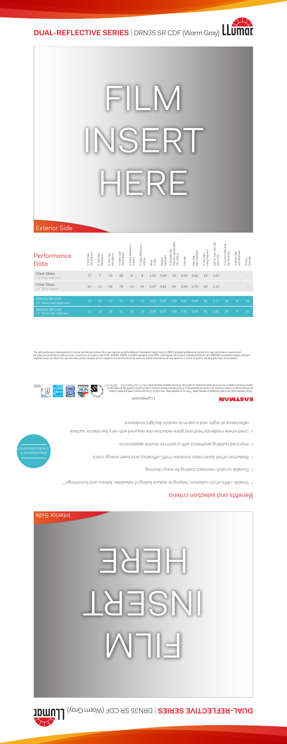# DUAL-REFLECTIVE SERIES | DRN35 SR CDF (Warm Gray)

FILM INSERT HERE

Exterior Side

## Performance Data

| | % Total Solar Transmittance | % Total Solar Reflectance | % Total Solar Absorbance | % Visible Light Transmittance | % Visible Reflectance (exterior) | % Visible Reflectance (interior) | Winter U-Value | Shading Coefficient | % Ultraviolet Play Protection (wavelengths 300-380nm) | Emissivity | Solar Heat Gain Coefficient | % Total Solar Energy Rejected | Light to Solar Heat Gain Ratio (LSG) | % Summer Solar Heat Gain Reduction | % Winter Heat Loss Reduction | % Glare Reduction |
|---|---|---|---|---|---|---|---|---|---|---|---|---|---|---|---|---|
| Clear Glass 1/4" (6mm) single pane | 77 | 7 | 16 | 88 | 8 | 8 | 1.03 | 0.94 | 38 | 0.84 | 0.82 | 18 | 1.07 | - | - | - |
| Clear Glass 1/4" (6mm) dual pane | 61 | 11 | 28 | 79 | 14 | 14 | 0.47 | 0.81 | 54 | 0.84 | 0.70 | 30 | 1.13 | - | - | - |
| DRN35 SR CDF 1/4" (6mm) clear single pane | 30 | 20 | 50 | 34 | 20 | 13 | 0.94 | 0.50 | >99 | 0.67 | 0.44 | 56 | 0.77 | 46 | 9 | 61 |
| DRN35 SR CDF 1/4" (6mm) clear dual pane | 23 | 19 | 58 | 31 | 24 | 14 | 0.45 | 0.57 | >99 | 0.67 | 0.50 | 50 | 0.62 | 29 | 4 | 61 |

The solar performance data reported for LLumar architectural window films was captured using the National Fenestration Rating Council's (NFRC) standard guidelines for window film solar performance measurement. All safety and performance data has been measured in accordance with ASTM, ASHRAE, AIMCAL and ANSI standards using NFRC methodology with Lawrence Berkeley National Lab's WINDOW Fenestration Analysis Software. Reported values are taken from representative product samples and are subject to normal manufacturing variances. Actual performance will vary based on a number of factors, including glass type and properties.

EASTMAN

LLumar.com

Manufacturer's Limited Warranty

## Benefits and selection criteria

- Shields >99% of UV radiation, helping to reduce fading of valuables, fabrics and furnishings**
- Durable scratch-resistant coating for easy cleaning
- Reduction of hot spots helps increase HVAC efficiency and lower energy costs
- Improved building aesthetics with a warm to neutral appearance
- Used where moderate heat and glare reduction are required with very low interior surface reflectance at night, and a warm to neutral daylight ambiance

Interior Side

FILM INSERT HERE

DUAL-REFLECTIVE SERIES | DRN35 SR CDF (Warm Gray)